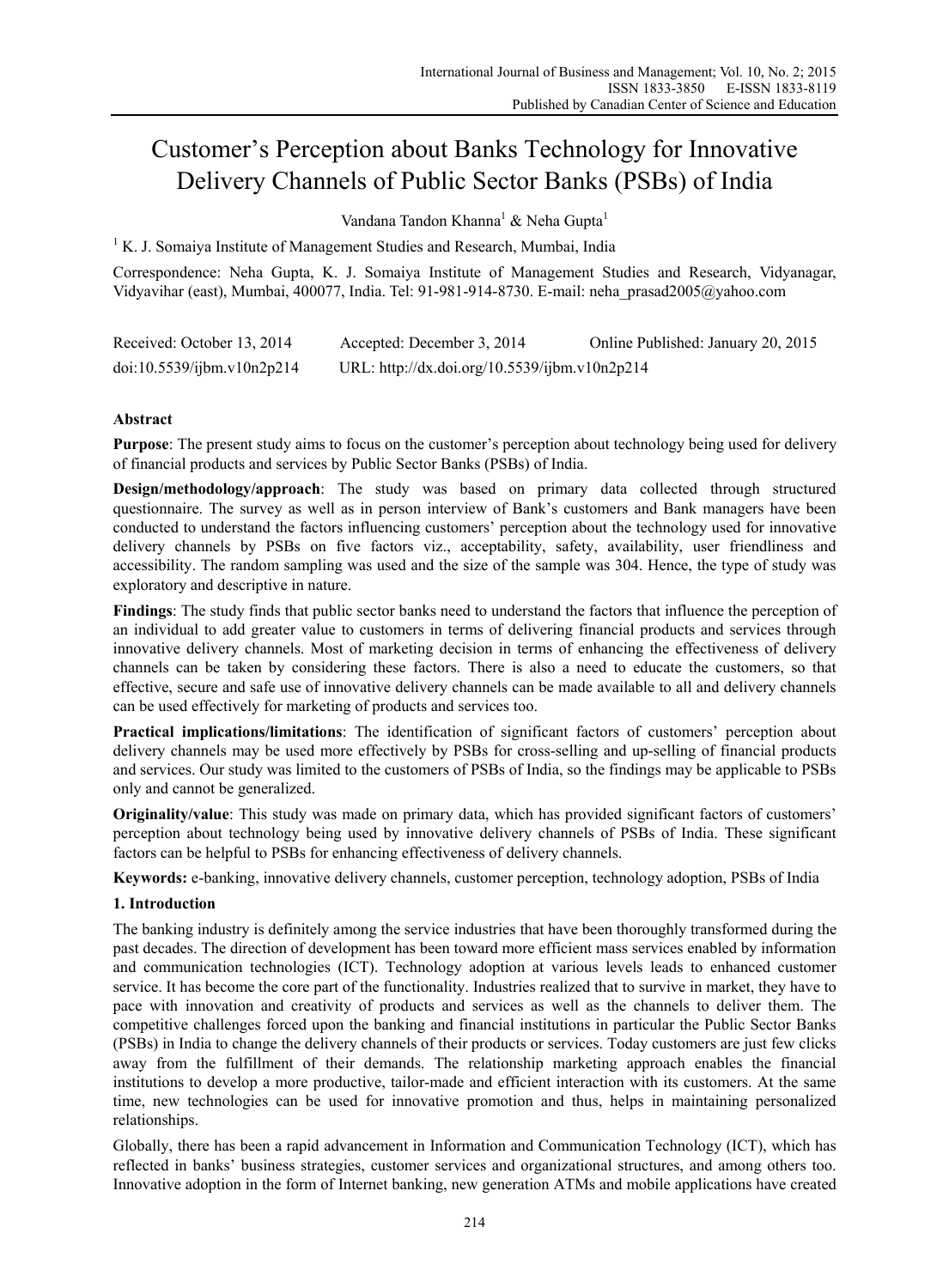# Customer's Perception about Banks Technology for Innovative Delivery Channels of Public Sector Banks (PSBs) of India

Vandana Tandon Khanna[1] & Neha Gupta[1]

[1] K. J. Somaiya Institute of Management Studies and Research, Mumbai, India

Correspondence: Neha Gupta, K. J. Somaiya Institute of Management Studies and Research, Vidyanagar, Vidyavihar (east), Mumbai, 400077, India. Tel: 91-981-914-8730. E-mail: neha_prasad2005@yahoo.com

Received: October 13, 2014 Accepted: December 3, 2014 Online Published: January 20, 2015

doi:10.5539/ijbm.v10n2p214 URL: http://dx.doi.org/10.5539/ijbm.v10n2p214

## Abstract

**Purpose**: The present study aims to focus on the customer's perception about technology being used for delivery of financial products and services by Public Sector Banks (PSBs) of India.

**Design/methodology/approach**: The study was based on primary data collected through structured questionnaire. The survey as well as in person interview of Bank's customers and Bank managers have been conducted to understand the factors influencing customers' perception about the technology used for innovative delivery channels by PSBs on five factors viz., acceptability, safety, availability, user friendliness and accessibility. The random sampling was used and the size of the sample was 304. Hence, the type of study was exploratory and descriptive in nature.

**Findings**: The study finds that public sector banks need to understand the factors that influence the perception of an individual to add greater value to customers in terms of delivering financial products and services through innovative delivery channels. Most of marketing decision in terms of enhancing the effectiveness of delivery channels can be taken by considering these factors. There is also a need to educate the customers, so that effective, secure and safe use of innovative delivery channels can be made available to all and delivery channels can be used effectively for marketing of products and services too.

**Practical implications/limitations**: The identification of significant factors of customers' perception about delivery channels may be used more effectively by PSBs for cross-selling and up-selling of financial products and services. Our study was limited to the customers of PSBs of India, so the findings may be applicable to PSBs only and cannot be generalized.

**Originality/value**: This study was made on primary data, which has provided significant factors of customers' perception about technology being used by innovative delivery channels of PSBs of India. These significant factors can be helpful to PSBs for enhancing effectiveness of delivery channels.

**Keywords:** e-banking, innovative delivery channels, customer perception, technology adoption, PSBs of India

## 1. Introduction

The banking industry is definitely among the service industries that have been thoroughly transformed during the past decades. The direction of development has been toward more efficient mass services enabled by information and communication technologies (ICT). Technology adoption at various levels leads to enhanced customer service. It has become the core part of the functionality. Industries realized that to survive in market, they have to pace with innovation and creativity of products and services as well as the channels to deliver them. The competitive challenges forced upon the banking and financial institutions in particular the Public Sector Banks (PSBs) in India to change the delivery channels of their products or services. Today customers are just few clicks away from the fulfillment of their demands. The relationship marketing approach enables the financial institutions to develop a more productive, tailor-made and efficient interaction with its customers. At the same time, new technologies can be used for innovative promotion and thus, helps in maintaining personalized relationships.

Globally, there has been a rapid advancement in Information and Communication Technology (ICT), which has reflected in banks' business strategies, customer services and organizational structures, and among others too. Innovative adoption in the form of Internet banking, new generation ATMs and mobile applications have created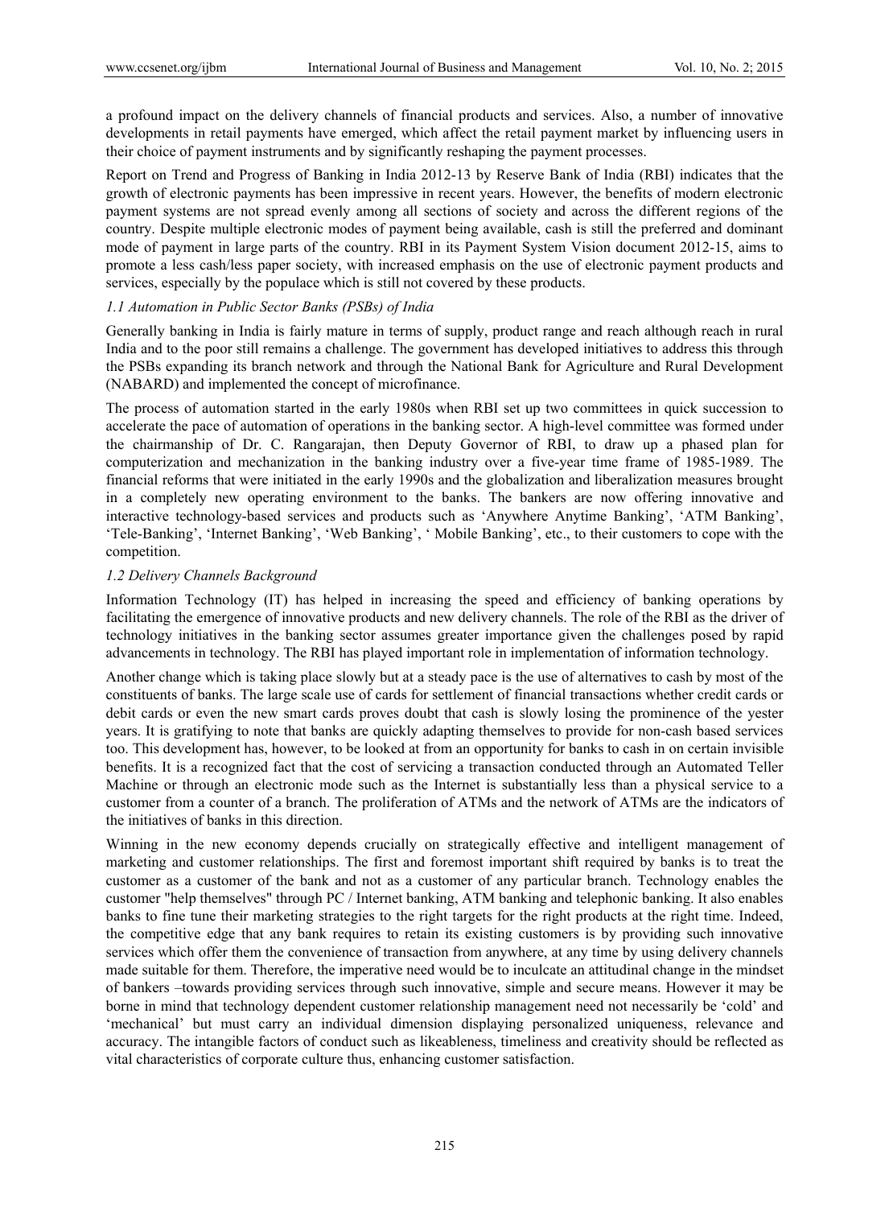a profound impact on the delivery channels of financial products and services. Also, a number of innovative developments in retail payments have emerged, which affect the retail payment market by influencing users in their choice of payment instruments and by significantly reshaping the payment processes.

Report on Trend and Progress of Banking in India 2012-13 by Reserve Bank of India (RBI) indicates that the growth of electronic payments has been impressive in recent years. However, the benefits of modern electronic payment systems are not spread evenly among all sections of society and across the different regions of the country. Despite multiple electronic modes of payment being available, cash is still the preferred and dominant mode of payment in large parts of the country. RBI in its Payment System Vision document 2012-15, aims to promote a less cash/less paper society, with increased emphasis on the use of electronic payment products and services, especially by the populace which is still not covered by these products.

### *1.1 Automation in Public Sector Banks (PSBs) of India*

Generally banking in India is fairly mature in terms of supply, product range and reach although reach in rural India and to the poor still remains a challenge. The government has developed initiatives to address this through the PSBs expanding its branch network and through the National Bank for Agriculture and Rural Development (NABARD) and implemented the concept of microfinance.

The process of automation started in the early 1980s when RBI set up two committees in quick succession to accelerate the pace of automation of operations in the banking sector. A high-level committee was formed under the chairmanship of Dr. C. Rangarajan, then Deputy Governor of RBI, to draw up a phased plan for computerization and mechanization in the banking industry over a five-year time frame of 1985-1989. The financial reforms that were initiated in the early 1990s and the globalization and liberalization measures brought in a completely new operating environment to the banks. The bankers are now offering innovative and interactive technology-based services and products such as 'Anywhere Anytime Banking', 'ATM Banking', 'Tele-Banking', 'Internet Banking', 'Web Banking', ' Mobile Banking', etc., to their customers to cope with the competition.

### *1.2 Delivery Channels Background*

Information Technology (IT) has helped in increasing the speed and efficiency of banking operations by facilitating the emergence of innovative products and new delivery channels. The role of the RBI as the driver of technology initiatives in the banking sector assumes greater importance given the challenges posed by rapid advancements in technology. The RBI has played important role in implementation of information technology.

Another change which is taking place slowly but at a steady pace is the use of alternatives to cash by most of the constituents of banks. The large scale use of cards for settlement of financial transactions whether credit cards or debit cards or even the new smart cards proves doubt that cash is slowly losing the prominence of the yester years. It is gratifying to note that banks are quickly adapting themselves to provide for non-cash based services too. This development has, however, to be looked at from an opportunity for banks to cash in on certain invisible benefits. It is a recognized fact that the cost of servicing a transaction conducted through an Automated Teller Machine or through an electronic mode such as the Internet is substantially less than a physical service to a customer from a counter of a branch. The proliferation of ATMs and the network of ATMs are the indicators of the initiatives of banks in this direction.

Winning in the new economy depends crucially on strategically effective and intelligent management of marketing and customer relationships. The first and foremost important shift required by banks is to treat the customer as a customer of the bank and not as a customer of any particular branch. Technology enables the customer "help themselves" through PC / Internet banking, ATM banking and telephonic banking. It also enables banks to fine tune their marketing strategies to the right targets for the right products at the right time. Indeed, the competitive edge that any bank requires to retain its existing customers is by providing such innovative services which offer them the convenience of transaction from anywhere, at any time by using delivery channels made suitable for them. Therefore, the imperative need would be to inculcate an attitudinal change in the mindset of bankers –towards providing services through such innovative, simple and secure means. However it may be borne in mind that technology dependent customer relationship management need not necessarily be 'cold' and 'mechanical' but must carry an individual dimension displaying personalized uniqueness, relevance and accuracy. The intangible factors of conduct such as likeableness, timeliness and creativity should be reflected as vital characteristics of corporate culture thus, enhancing customer satisfaction.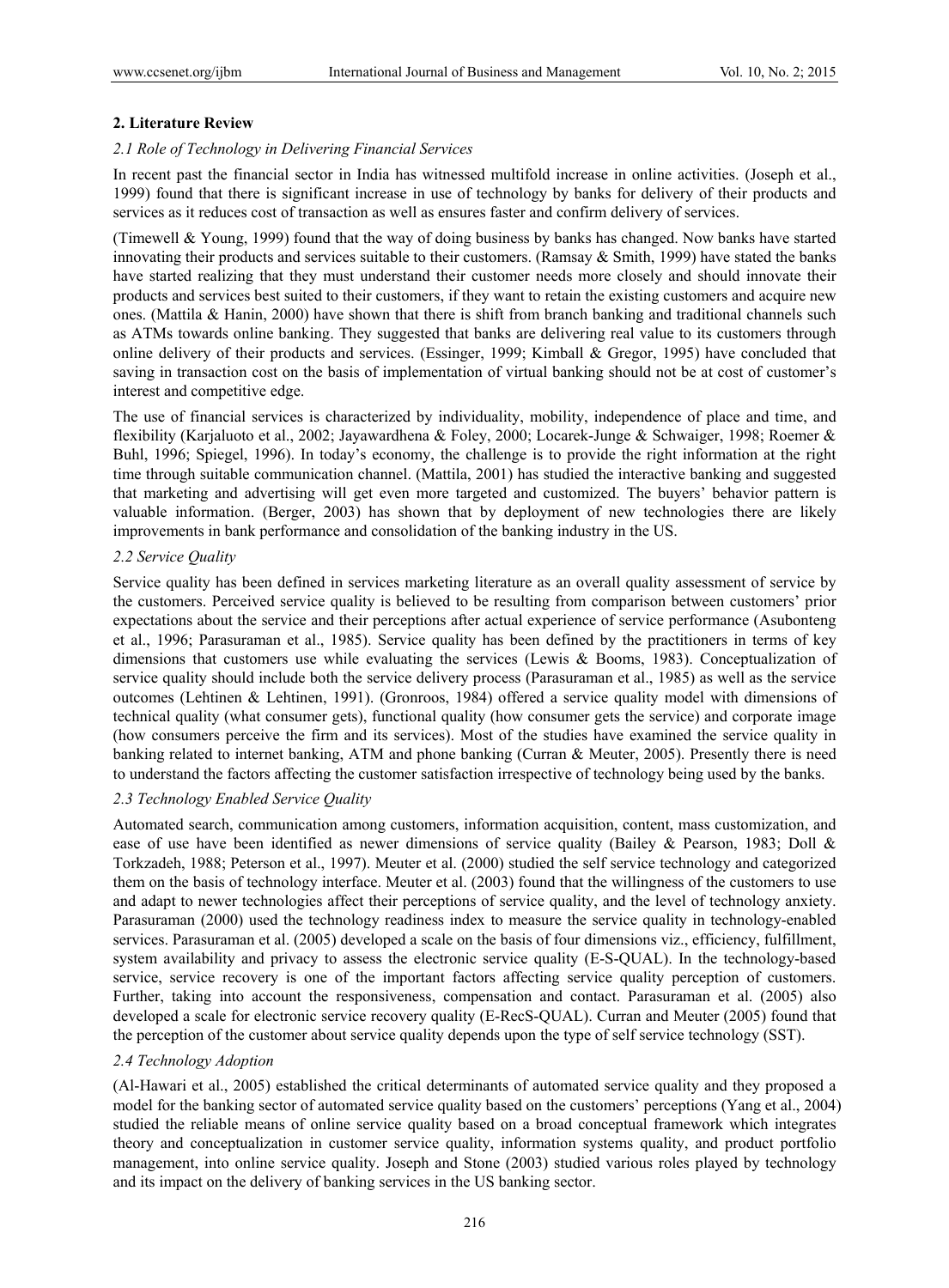## 2. Literature Review

### *2.1 Role of Technology in Delivering Financial Services*

In recent past the financial sector in India has witnessed multifold increase in online activities. (Joseph et al., 1999) found that there is significant increase in use of technology by banks for delivery of their products and services as it reduces cost of transaction as well as ensures faster and confirm delivery of services.

(Timewell & Young, 1999) found that the way of doing business by banks has changed. Now banks have started innovating their products and services suitable to their customers. (Ramsay & Smith, 1999) have stated the banks have started realizing that they must understand their customer needs more closely and should innovate their products and services best suited to their customers, if they want to retain the existing customers and acquire new ones. (Mattila & Hanin, 2000) have shown that there is shift from branch banking and traditional channels such as ATMs towards online banking. They suggested that banks are delivering real value to its customers through online delivery of their products and services. (Essinger, 1999; Kimball & Gregor, 1995) have concluded that saving in transaction cost on the basis of implementation of virtual banking should not be at cost of customer's interest and competitive edge.

The use of financial services is characterized by individuality, mobility, independence of place and time, and flexibility (Karjaluoto et al., 2002; Jayawardhena & Foley, 2000; Locarek-Junge & Schwaiger, 1998; Roemer & Buhl, 1996; Spiegel, 1996). In today's economy, the challenge is to provide the right information at the right time through suitable communication channel. (Mattila, 2001) has studied the interactive banking and suggested that marketing and advertising will get even more targeted and customized. The buyers' behavior pattern is valuable information. (Berger, 2003) has shown that by deployment of new technologies there are likely improvements in bank performance and consolidation of the banking industry in the US.

### *2.2 Service Quality*

Service quality has been defined in services marketing literature as an overall quality assessment of service by the customers. Perceived service quality is believed to be resulting from comparison between customers' prior expectations about the service and their perceptions after actual experience of service performance (Asubonteng et al., 1996; Parasuraman et al., 1985). Service quality has been defined by the practitioners in terms of key dimensions that customers use while evaluating the services (Lewis & Booms, 1983). Conceptualization of service quality should include both the service delivery process (Parasuraman et al., 1985) as well as the service outcomes (Lehtinen & Lehtinen, 1991). (Gronroos, 1984) offered a service quality model with dimensions of technical quality (what consumer gets), functional quality (how consumer gets the service) and corporate image (how consumers perceive the firm and its services). Most of the studies have examined the service quality in banking related to internet banking, ATM and phone banking (Curran & Meuter, 2005). Presently there is need to understand the factors affecting the customer satisfaction irrespective of technology being used by the banks.

### *2.3 Technology Enabled Service Quality*

Automated search, communication among customers, information acquisition, content, mass customization, and ease of use have been identified as newer dimensions of service quality (Bailey & Pearson, 1983; Doll & Torkzadeh, 1988; Peterson et al., 1997). Meuter et al. (2000) studied the self service technology and categorized them on the basis of technology interface. Meuter et al. (2003) found that the willingness of the customers to use and adapt to newer technologies affect their perceptions of service quality, and the level of technology anxiety. Parasuraman (2000) used the technology readiness index to measure the service quality in technology-enabled services. Parasuraman et al. (2005) developed a scale on the basis of four dimensions viz., efficiency, fulfillment, system availability and privacy to assess the electronic service quality (E-S-QUAL). In the technology-based service, service recovery is one of the important factors affecting service quality perception of customers. Further, taking into account the responsiveness, compensation and contact. Parasuraman et al. (2005) also developed a scale for electronic service recovery quality (E-RecS-QUAL). Curran and Meuter (2005) found that the perception of the customer about service quality depends upon the type of self service technology (SST).

### *2.4 Technology Adoption*

(Al-Hawari et al., 2005) established the critical determinants of automated service quality and they proposed a model for the banking sector of automated service quality based on the customers' perceptions (Yang et al., 2004) studied the reliable means of online service quality based on a broad conceptual framework which integrates theory and conceptualization in customer service quality, information systems quality, and product portfolio management, into online service quality. Joseph and Stone (2003) studied various roles played by technology and its impact on the delivery of banking services in the US banking sector.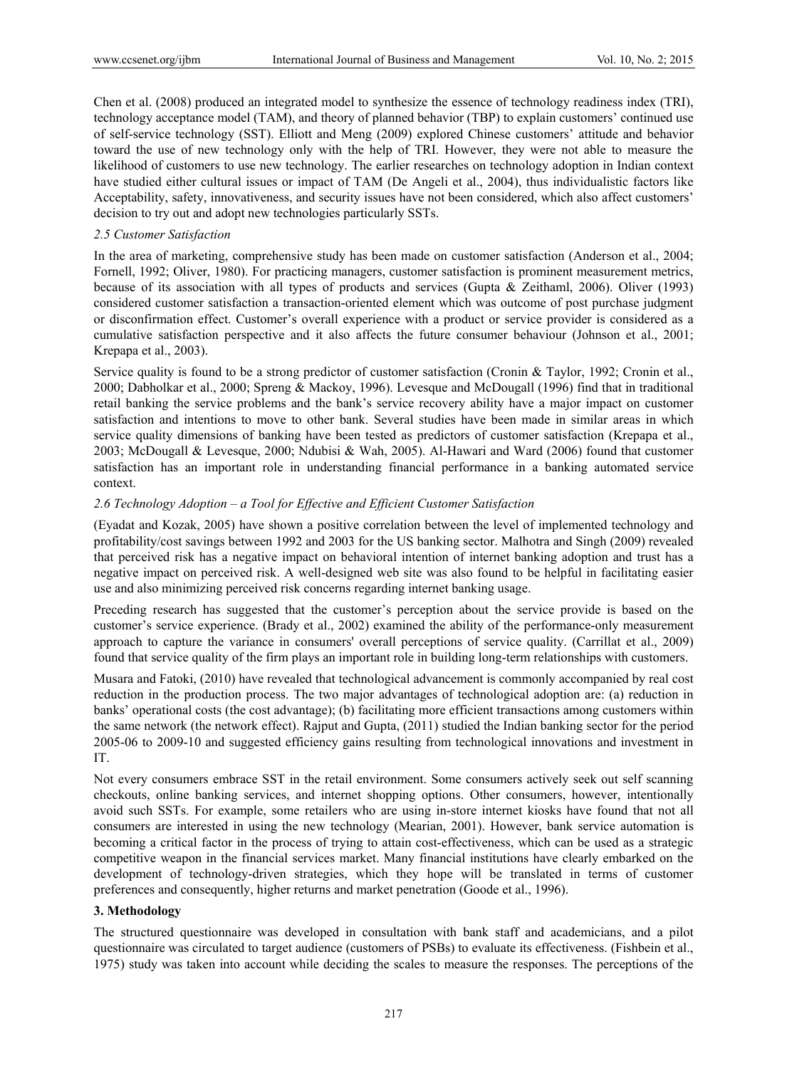Chen et al. (2008) produced an integrated model to synthesize the essence of technology readiness index (TRI), technology acceptance model (TAM), and theory of planned behavior (TBP) to explain customers' continued use of self-service technology (SST). Elliott and Meng (2009) explored Chinese customers' attitude and behavior toward the use of new technology only with the help of TRI. However, they were not able to measure the likelihood of customers to use new technology. The earlier researches on technology adoption in Indian context have studied either cultural issues or impact of TAM (De Angeli et al., 2004), thus individualistic factors like Acceptability, safety, innovativeness, and security issues have not been considered, which also affect customers' decision to try out and adopt new technologies particularly SSTs.

### *2.5 Customer Satisfaction*

In the area of marketing, comprehensive study has been made on customer satisfaction (Anderson et al., 2004; Fornell, 1992; Oliver, 1980). For practicing managers, customer satisfaction is prominent measurement metrics, because of its association with all types of products and services (Gupta & Zeithaml, 2006). Oliver (1993) considered customer satisfaction a transaction-oriented element which was outcome of post purchase judgment or disconfirmation effect. Customer's overall experience with a product or service provider is considered as a cumulative satisfaction perspective and it also affects the future consumer behaviour (Johnson et al., 2001; Krepapa et al., 2003).

Service quality is found to be a strong predictor of customer satisfaction (Cronin & Taylor, 1992; Cronin et al., 2000; Dabholkar et al., 2000; Spreng & Mackoy, 1996). Levesque and McDougall (1996) find that in traditional retail banking the service problems and the bank's service recovery ability have a major impact on customer satisfaction and intentions to move to other bank. Several studies have been made in similar areas in which service quality dimensions of banking have been tested as predictors of customer satisfaction (Krepapa et al., 2003; McDougall & Levesque, 2000; Ndubisi & Wah, 2005). Al-Hawari and Ward (2006) found that customer satisfaction has an important role in understanding financial performance in a banking automated service context.

### *2.6 Technology Adoption – a Tool for Effective and Efficient Customer Satisfaction*

(Eyadat and Kozak, 2005) have shown a positive correlation between the level of implemented technology and profitability/cost savings between 1992 and 2003 for the US banking sector. Malhotra and Singh (2009) revealed that perceived risk has a negative impact on behavioral intention of internet banking adoption and trust has a negative impact on perceived risk. A well-designed web site was also found to be helpful in facilitating easier use and also minimizing perceived risk concerns regarding internet banking usage.

Preceding research has suggested that the customer's perception about the service provide is based on the customer's service experience. (Brady et al., 2002) examined the ability of the performance-only measurement approach to capture the variance in consumers' overall perceptions of service quality. (Carrillat et al., 2009) found that service quality of the firm plays an important role in building long-term relationships with customers.

Musara and Fatoki, (2010) have revealed that technological advancement is commonly accompanied by real cost reduction in the production process. The two major advantages of technological adoption are: (a) reduction in banks' operational costs (the cost advantage); (b) facilitating more efficient transactions among customers within the same network (the network effect). Rajput and Gupta, (2011) studied the Indian banking sector for the period 2005-06 to 2009-10 and suggested efficiency gains resulting from technological innovations and investment in IT.

Not every consumers embrace SST in the retail environment. Some consumers actively seek out self scanning checkouts, online banking services, and internet shopping options. Other consumers, however, intentionally avoid such SSTs. For example, some retailers who are using in-store internet kiosks have found that not all consumers are interested in using the new technology (Mearian, 2001). However, bank service automation is becoming a critical factor in the process of trying to attain cost-effectiveness, which can be used as a strategic competitive weapon in the financial services market. Many financial institutions have clearly embarked on the development of technology-driven strategies, which they hope will be translated in terms of customer preferences and consequently, higher returns and market penetration (Goode et al., 1996).

## 3. Methodology

The structured questionnaire was developed in consultation with bank staff and academicians, and a pilot questionnaire was circulated to target audience (customers of PSBs) to evaluate its effectiveness. (Fishbein et al., 1975) study was taken into account while deciding the scales to measure the responses. The perceptions of the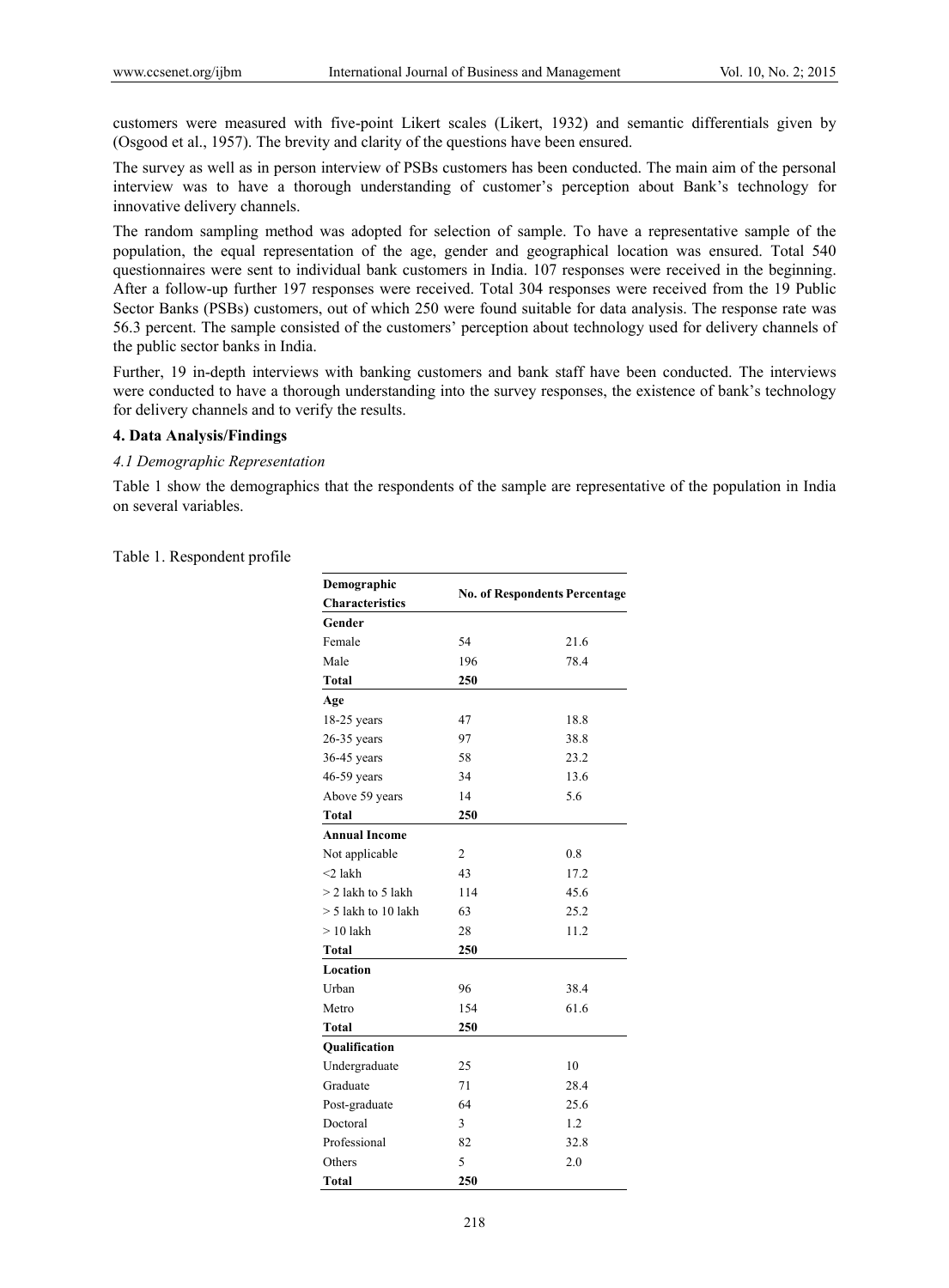customers were measured with five-point Likert scales (Likert, 1932) and semantic differentials given by (Osgood et al., 1957). The brevity and clarity of the questions have been ensured.

The survey as well as in person interview of PSBs customers has been conducted. The main aim of the personal interview was to have a thorough understanding of customer's perception about Bank's technology for innovative delivery channels.

The random sampling method was adopted for selection of sample. To have a representative sample of the population, the equal representation of the age, gender and geographical location was ensured. Total 540 questionnaires were sent to individual bank customers in India. 107 responses were received in the beginning. After a follow-up further 197 responses were received. Total 304 responses were received from the 19 Public Sector Banks (PSBs) customers, out of which 250 were found suitable for data analysis. The response rate was 56.3 percent. The sample consisted of the customers' perception about technology used for delivery channels of the public sector banks in India.

Further, 19 in-depth interviews with banking customers and bank staff have been conducted. The interviews were conducted to have a thorough understanding into the survey responses, the existence of bank's technology for delivery channels and to verify the results.

## 4. Data Analysis/Findings

### *4.1 Demographic Representation*

Table 1 show the demographics that the respondents of the sample are representative of the population in India on several variables.

Table 1. Respondent profile

| Demographic Characteristics | No. of Respondents | Percentage |
|---|---|---|
| **Gender** | | |
| Female | 54 | 21.6 |
| Male | 196 | 78.4 |
| **Total** | **250** | |
| **Age** | | |
| 18-25 years | 47 | 18.8 |
| 26-35 years | 97 | 38.8 |
| 36-45 years | 58 | 23.2 |
| 46-59 years | 34 | 13.6 |
| Above 59 years | 14 | 5.6 |
| **Total** | **250** | |
| **Annual Income** | | |
| Not applicable | 2 | 0.8 |
| <2 lakh | 43 | 17.2 |
| > 2 lakh to 5 lakh | 114 | 45.6 |
| > 5 lakh to 10 lakh | 63 | 25.2 |
| > 10 lakh | 28 | 11.2 |
| **Total** | **250** | |
| **Location** | | |
| Urban | 96 | 38.4 |
| Metro | 154 | 61.6 |
| **Total** | **250** | |
| **Qualification** | | |
| Undergraduate | 25 | 10 |
| Graduate | 71 | 28.4 |
| Post-graduate | 64 | 25.6 |
| Doctoral | 3 | 1.2 |
| Professional | 82 | 32.8 |
| Others | 5 | 2.0 |
| **Total** | **250** | |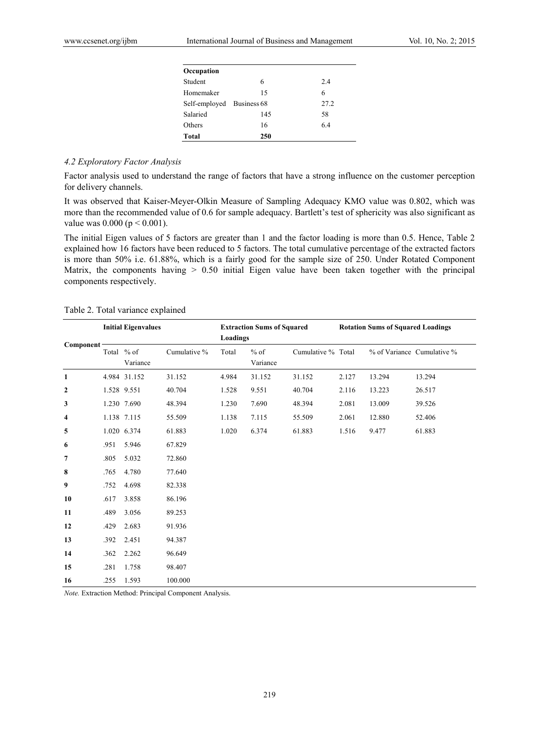| Occupation | | |
|---|---|---|
| Student | 6 | 2.4 |
| Homemaker | 15 | 6 |
| Self-employed | Business 68 | 27.2 |
| Salaried | 145 | 58 |
| Others | 16 | 6.4 |
| **Total** | **250** | |

### *4.2 Exploratory Factor Analysis*

Factor analysis used to understand the range of factors that have a strong influence on the customer perception for delivery channels.

It was observed that Kaiser-Meyer-Olkin Measure of Sampling Adequacy KMO value was 0.802, which was more than the recommended value of 0.6 for sample adequacy. Bartlett's test of sphericity was also significant as value was 0.000 ($p < 0.001$).

The initial Eigen values of 5 factors are greater than 1 and the factor loading is more than 0.5. Hence, Table 2 explained how 16 factors have been reduced to 5 factors. The total cumulative percentage of the extracted factors is more than 50% i.e. 61.88%, which is a fairly good for the sample size of 250. Under Rotated Component Matrix, the components having > 0.50 initial Eigen value have been taken together with the principal components respectively.

Table 2. Total variance explained

| Component | Initial Eigenvalues | | | Extraction Sums of Squared Loadings | | | Rotation Sums of Squared Loadings | | |
|---|---|---|---|---|---|---|---|---|---|
| | Total | % of Variance | Cumulative % | Total | % of Variance | Cumulative % | Total | % of Variance | Cumulative % |
| **1** | 4.984 | 31.152 | 31.152 | 4.984 | 31.152 | 31.152 | 2.127 | 13.294 | 13.294 |
| **2** | 1.528 | 9.551 | 40.704 | 1.528 | 9.551 | 40.704 | 2.116 | 13.223 | 26.517 |
| **3** | 1.230 | 7.690 | 48.394 | 1.230 | 7.690 | 48.394 | 2.081 | 13.009 | 39.526 |
| **4** | 1.138 | 7.115 | 55.509 | 1.138 | 7.115 | 55.509 | 2.061 | 12.880 | 52.406 |
| **5** | 1.020 | 6.374 | 61.883 | 1.020 | 6.374 | 61.883 | 1.516 | 9.477 | 61.883 |
| **6** | .951 | 5.946 | 67.829 | | | | | | |
| **7** | .805 | 5.032 | 72.860 | | | | | | |
| **8** | .765 | 4.780 | 77.640 | | | | | | |
| **9** | .752 | 4.698 | 82.338 | | | | | | |
| **10** | .617 | 3.858 | 86.196 | | | | | | |
| **11** | .489 | 3.056 | 89.253 | | | | | | |
| **12** | .429 | 2.683 | 91.936 | | | | | | |
| **13** | .392 | 2.451 | 94.387 | | | | | | |
| **14** | .362 | 2.262 | 96.649 | | | | | | |
| **15** | .281 | 1.758 | 98.407 | | | | | | |
| **16** | .255 | 1.593 | 100.000 | | | | | | |

*Note.* Extraction Method: Principal Component Analysis.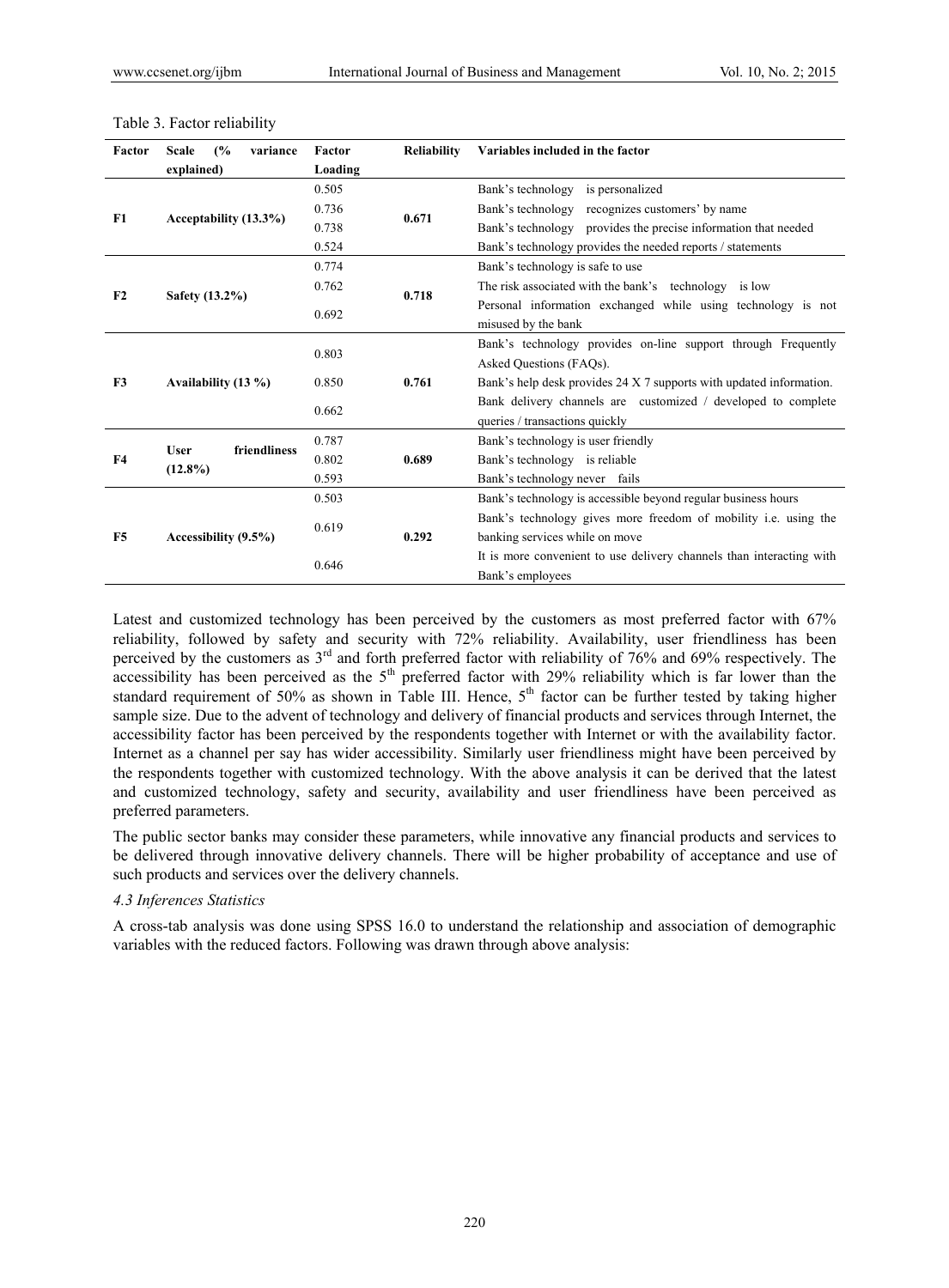Table 3. Factor reliability

| Factor | Scale (% variance explained) | Factor Loading | Reliability | Variables included in the factor |
|---|---|---|---|---|
| F1 | Acceptability (13.3%) | 0.505 | 0.671 | Bank's technology is personalized |
| | | 0.736 | | Bank's technology recognizes customers' by name |
| | | 0.738 | | Bank's technology provides the precise information that needed |
| | | 0.524 | | Bank's technology provides the needed reports / statements |
| F2 | Safety (13.2%) | 0.774 | 0.718 | Bank's technology is safe to use |
| | | 0.762 | | The risk associated with the bank's technology is low |
| | | 0.692 | | Personal information exchanged while using technology is not misused by the bank |
| F3 | Availability (13 %) | 0.803 | 0.761 | Bank's technology provides on-line support through Frequently Asked Questions (FAQs). |
| | | 0.850 | | Bank's help desk provides 24 X 7 supports with updated information. |
| | | 0.662 | | Bank delivery channels are customized / developed to complete queries / transactions quickly |
| F4 | User friendliness (12.8%) | 0.787 | 0.689 | Bank's technology is user friendly |
| | | 0.802 | | Bank's technology is reliable |
| | | 0.593 | | Bank's technology never fails |
| F5 | Accessibility (9.5%) | 0.503 | 0.292 | Bank's technology is accessible beyond regular business hours |
| | | 0.619 | | Bank's technology gives more freedom of mobility i.e. using the banking services while on move |
| | | 0.646 | | It is more convenient to use delivery channels than interacting with Bank's employees |

Latest and customized technology has been perceived by the customers as most preferred factor with 67% reliability, followed by safety and security with 72% reliability. Availability, user friendliness has been perceived by the customers as 3rd and forth preferred factor with reliability of 76% and 69% respectively. The accessibility has been perceived as the 5th preferred factor with 29% reliability which is far lower than the standard requirement of 50% as shown in Table III. Hence, 5th factor can be further tested by taking higher sample size. Due to the advent of technology and delivery of financial products and services through Internet, the accessibility factor has been perceived by the respondents together with Internet or with the availability factor. Internet as a channel per say has wider accessibility. Similarly user friendliness might have been perceived by the respondents together with customized technology. With the above analysis it can be derived that the latest and customized technology, safety and security, availability and user friendliness have been perceived as preferred parameters.

The public sector banks may consider these parameters, while innovative any financial products and services to be delivered through innovative delivery channels. There will be higher probability of acceptance and use of such products and services over the delivery channels.

### *4.3 Inferences Statistics*

A cross-tab analysis was done using SPSS 16.0 to understand the relationship and association of demographic variables with the reduced factors. Following was drawn through above analysis: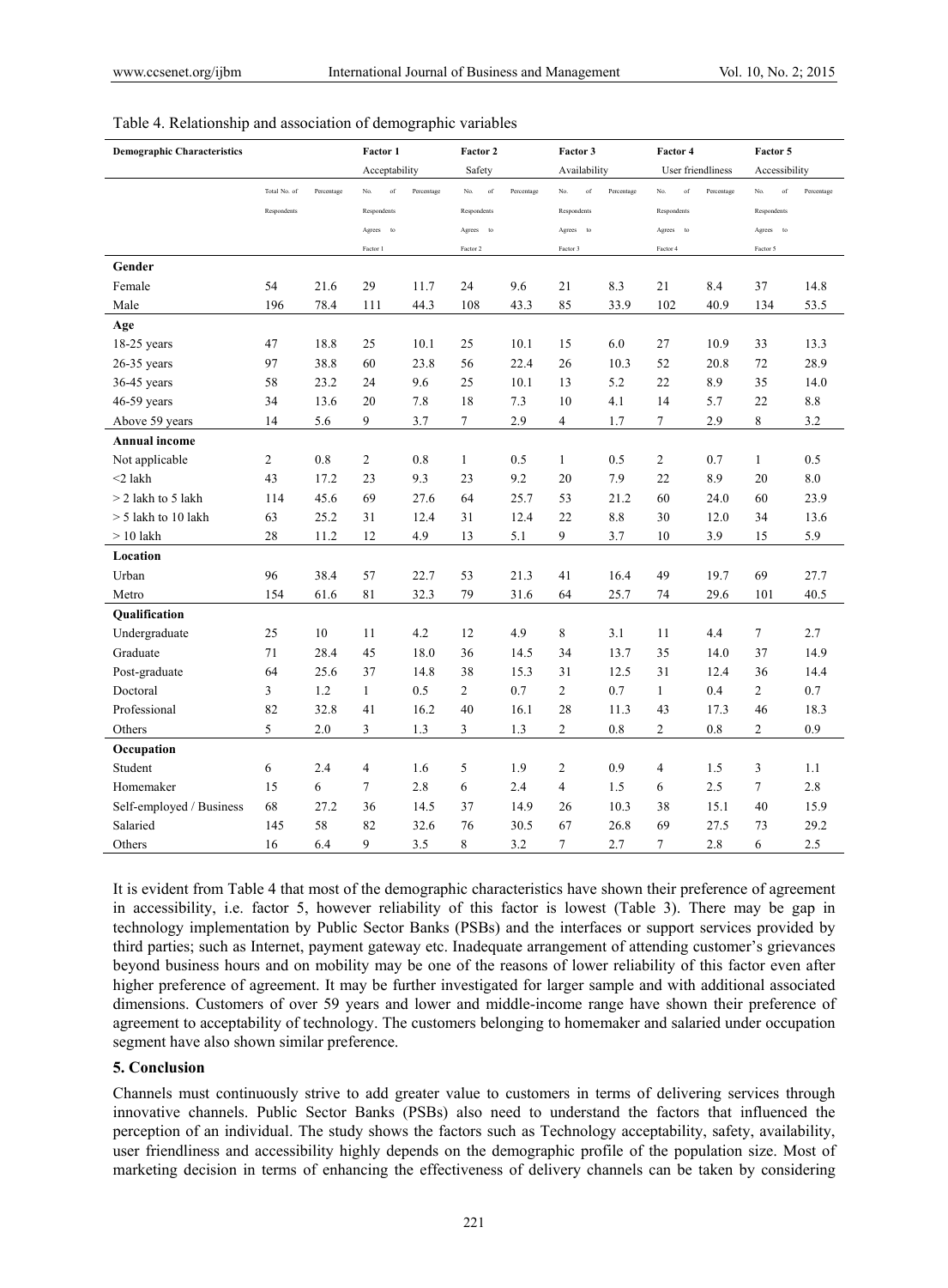Table 4. Relationship and association of demographic variables

| Demographic Characteristics | | | Factor 1 | | Factor 2 | | Factor 3 | | Factor 4 | | Factor 5 | |
|---|---|---|---|---|---|---|---|---|---|---|---|---|
| | | | Acceptability | | Safety | | Availability | | User friendliness | | Accessibility | |
| | Total No. of Respondents | Percentage | No. of Respondents Agrees to Factor 1 | Percentage | No. of Respondents Agrees to Factor 2 | Percentage | No. of Respondents Agrees to Factor 3 | Percentage | No. of Respondents Agrees to Factor 4 | Percentage | No. of Respondents Agrees to Factor 5 | Percentage |
| **Gender** | | | | | | | | | | | | |
| Female | 54 | 21.6 | 29 | 11.7 | 24 | 9.6 | 21 | 8.3 | 21 | 8.4 | 37 | 14.8 |
| Male | 196 | 78.4 | 111 | 44.3 | 108 | 43.3 | 85 | 33.9 | 102 | 40.9 | 134 | 53.5 |
| **Age** | | | | | | | | | | | | |
| 18-25 years | 47 | 18.8 | 25 | 10.1 | 25 | 10.1 | 15 | 6.0 | 27 | 10.9 | 33 | 13.3 |
| 26-35 years | 97 | 38.8 | 60 | 23.8 | 56 | 22.4 | 26 | 10.3 | 52 | 20.8 | 72 | 28.9 |
| 36-45 years | 58 | 23.2 | 24 | 9.6 | 25 | 10.1 | 13 | 5.2 | 22 | 8.9 | 35 | 14.0 |
| 46-59 years | 34 | 13.6 | 20 | 7.8 | 18 | 7.3 | 10 | 4.1 | 14 | 5.7 | 22 | 8.8 |
| Above 59 years | 14 | 5.6 | 9 | 3.7 | 7 | 2.9 | 4 | 1.7 | 7 | 2.9 | 8 | 3.2 |
| **Annual income** | | | | | | | | | | | | |
| Not applicable | 2 | 0.8 | 2 | 0.8 | 1 | 0.5 | 1 | 0.5 | 2 | 0.7 | 1 | 0.5 |
| <2 lakh | 43 | 17.2 | 23 | 9.3 | 23 | 9.2 | 20 | 7.9 | 22 | 8.9 | 20 | 8.0 |
| > 2 lakh to 5 lakh | 114 | 45.6 | 69 | 27.6 | 64 | 25.7 | 53 | 21.2 | 60 | 24.0 | 60 | 23.9 |
| > 5 lakh to 10 lakh | 63 | 25.2 | 31 | 12.4 | 31 | 12.4 | 22 | 8.8 | 30 | 12.0 | 34 | 13.6 |
| > 10 lakh | 28 | 11.2 | 12 | 4.9 | 13 | 5.1 | 9 | 3.7 | 10 | 3.9 | 15 | 5.9 |
| **Location** | | | | | | | | | | | | |
| Urban | 96 | 38.4 | 57 | 22.7 | 53 | 21.3 | 41 | 16.4 | 49 | 19.7 | 69 | 27.7 |
| Metro | 154 | 61.6 | 81 | 32.3 | 79 | 31.6 | 64 | 25.7 | 74 | 29.6 | 101 | 40.5 |
| **Qualification** | | | | | | | | | | | | |
| Undergraduate | 25 | 10 | 11 | 4.2 | 12 | 4.9 | 8 | 3.1 | 11 | 4.4 | 7 | 2.7 |
| Graduate | 71 | 28.4 | 45 | 18.0 | 36 | 14.5 | 34 | 13.7 | 35 | 14.0 | 37 | 14.9 |
| Post-graduate | 64 | 25.6 | 37 | 14.8 | 38 | 15.3 | 31 | 12.5 | 31 | 12.4 | 36 | 14.4 |
| Doctoral | 3 | 1.2 | 1 | 0.5 | 2 | 0.7 | 2 | 0.7 | 1 | 0.4 | 2 | 0.7 |
| Professional | 82 | 32.8 | 41 | 16.2 | 40 | 16.1 | 28 | 11.3 | 43 | 17.3 | 46 | 18.3 |
| Others | 5 | 2.0 | 3 | 1.3 | 3 | 1.3 | 2 | 0.8 | 2 | 0.8 | 2 | 0.9 |
| **Occupation** | | | | | | | | | | | | |
| Student | 6 | 2.4 | 4 | 1.6 | 5 | 1.9 | 2 | 0.9 | 4 | 1.5 | 3 | 1.1 |
| Homemaker | 15 | 6 | 7 | 2.8 | 6 | 2.4 | 4 | 1.5 | 6 | 2.5 | 7 | 2.8 |
| Self-employed / Business | 68 | 27.2 | 36 | 14.5 | 37 | 14.9 | 26 | 10.3 | 38 | 15.1 | 40 | 15.9 |
| Salaried | 145 | 58 | 82 | 32.6 | 76 | 30.5 | 67 | 26.8 | 69 | 27.5 | 73 | 29.2 |
| Others | 16 | 6.4 | 9 | 3.5 | 8 | 3.2 | 7 | 2.7 | 7 | 2.8 | 6 | 2.5 |

It is evident from Table 4 that most of the demographic characteristics have shown their preference of agreement in accessibility, i.e. factor 5, however reliability of this factor is lowest (Table 3). There may be gap in technology implementation by Public Sector Banks (PSBs) and the interfaces or support services provided by third parties; such as Internet, payment gateway etc. Inadequate arrangement of attending customer's grievances beyond business hours and on mobility may be one of the reasons of lower reliability of this factor even after higher preference of agreement. It may be further investigated for larger sample and with additional associated dimensions. Customers of over 59 years and lower and middle-income range have shown their preference of agreement to acceptability of technology. The customers belonging to homemaker and salaried under occupation segment have also shown similar preference.

## 5. Conclusion

Channels must continuously strive to add greater value to customers in terms of delivering services through innovative channels. Public Sector Banks (PSBs) also need to understand the factors that influenced the perception of an individual. The study shows the factors such as Technology acceptability, safety, availability, user friendliness and accessibility highly depends on the demographic profile of the population size. Most of marketing decision in terms of enhancing the effectiveness of delivery channels can be taken by considering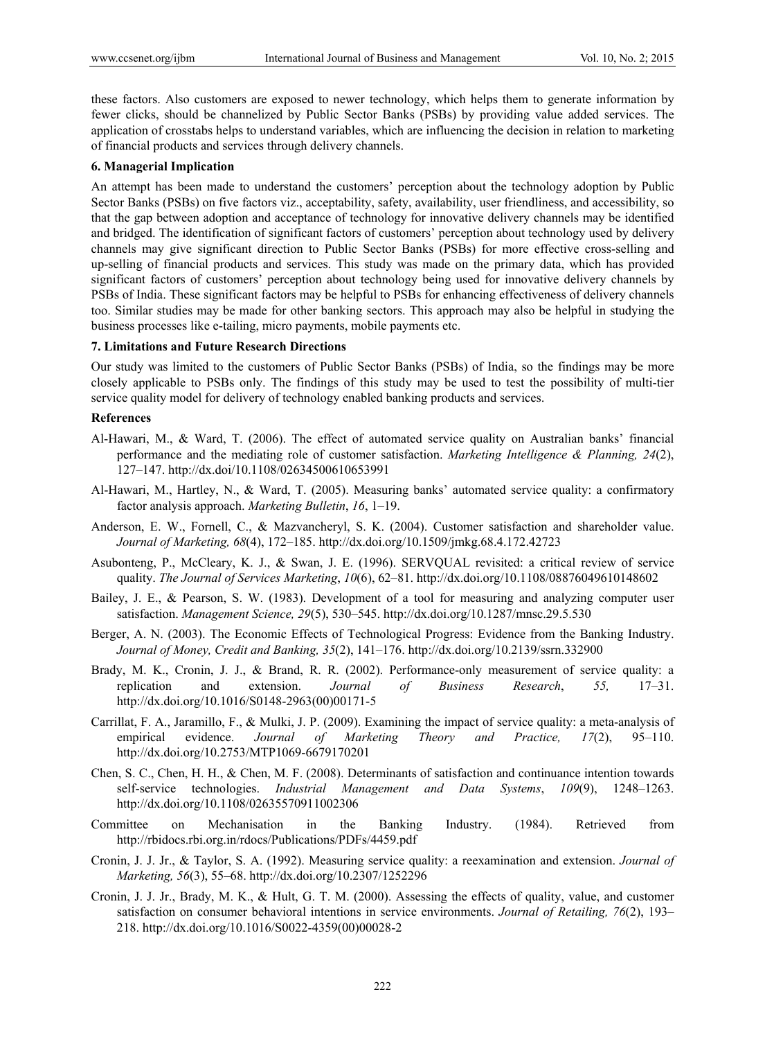these factors. Also customers are exposed to newer technology, which helps them to generate information by fewer clicks, should be channelized by Public Sector Banks (PSBs) by providing value added services. The application of crosstabs helps to understand variables, which are influencing the decision in relation to marketing of financial products and services through delivery channels.

**6. Managerial Implication**

An attempt has been made to understand the customers' perception about the technology adoption by Public Sector Banks (PSBs) on five factors viz., acceptability, safety, availability, user friendliness, and accessibility, so that the gap between adoption and acceptance of technology for innovative delivery channels may be identified and bridged. The identification of significant factors of customers' perception about technology used by delivery channels may give significant direction to Public Sector Banks (PSBs) for more effective cross-selling and up-selling of financial products and services. This study was made on the primary data, which has provided significant factors of customers' perception about technology being used for innovative delivery channels by PSBs of India. These significant factors may be helpful to PSBs for enhancing effectiveness of delivery channels too. Similar studies may be made for other banking sectors. This approach may also be helpful in studying the business processes like e-tailing, micro payments, mobile payments etc.

**7. Limitations and Future Research Directions**

Our study was limited to the customers of Public Sector Banks (PSBs) of India, so the findings may be more closely applicable to PSBs only. The findings of this study may be used to test the possibility of multi-tier service quality model for delivery of technology enabled banking products and services.

**References**

Al-Hawari, M., & Ward, T. (2006). The effect of automated service quality on Australian banks' financial performance and the mediating role of customer satisfaction. *Marketing Intelligence & Planning, 24*(2), 127–147. http://dx.doi/10.1108/02634500610653991

Al-Hawari, M., Hartley, N., & Ward, T. (2005). Measuring banks' automated service quality: a confirmatory factor analysis approach. *Marketing Bulletin*, *16*, 1–19.

Anderson, E. W., Fornell, C., & Mazvancheryl, S. K. (2004). Customer satisfaction and shareholder value. *Journal of Marketing, 68*(4), 172–185. http://dx.doi.org/10.1509/jmkg.68.4.172.42723

Asubonteng, P., McCleary, K. J., & Swan, J. E. (1996). SERVQUAL revisited: a critical review of service quality. *The Journal of Services Marketing*, *10*(6), 62–81. http://dx.doi.org/10.1108/08876049610148602

Bailey, J. E., & Pearson, S. W. (1983). Development of a tool for measuring and analyzing computer user satisfaction. *Management Science, 29*(5), 530–545. http://dx.doi.org/10.1287/mnsc.29.5.530

Berger, A. N. (2003). The Economic Effects of Technological Progress: Evidence from the Banking Industry. *Journal of Money, Credit and Banking, 35*(2), 141–176. http://dx.doi.org/10.2139/ssrn.332900

Brady, M. K., Cronin, J. J., & Brand, R. R. (2002). Performance-only measurement of service quality: a replication and extension. *Journal of Business Research*, *55,* 17–31. http://dx.doi.org/10.1016/S0148-2963(00)00171-5

Carrillat, F. A., Jaramillo, F., & Mulki, J. P. (2009). Examining the impact of service quality: a meta-analysis of empirical evidence. *Journal of Marketing Theory and Practice, 17*(2), 95–110. http://dx.doi.org/10.2753/MTP1069-6679170201

Chen, S. C., Chen, H. H., & Chen, M. F. (2008). Determinants of satisfaction and continuance intention towards self-service technologies. *Industrial Management and Data Systems*, *109*(9), 1248–1263. http://dx.doi.org/10.1108/02635570911002306

Committee on Mechanisation in the Banking Industry. (1984). Retrieved from http://rbidocs.rbi.org.in/rdocs/Publications/PDFs/4459.pdf

Cronin, J. J. Jr., & Taylor, S. A. (1992). Measuring service quality: a reexamination and extension. *Journal of Marketing, 56*(3), 55–68. http://dx.doi.org/10.2307/1252296

Cronin, J. J. Jr., Brady, M. K., & Hult, G. T. M. (2000). Assessing the effects of quality, value, and customer satisfaction on consumer behavioral intentions in service environments. *Journal of Retailing, 76*(2), 193–218. http://dx.doi.org/10.1016/S0022-4359(00)00028-2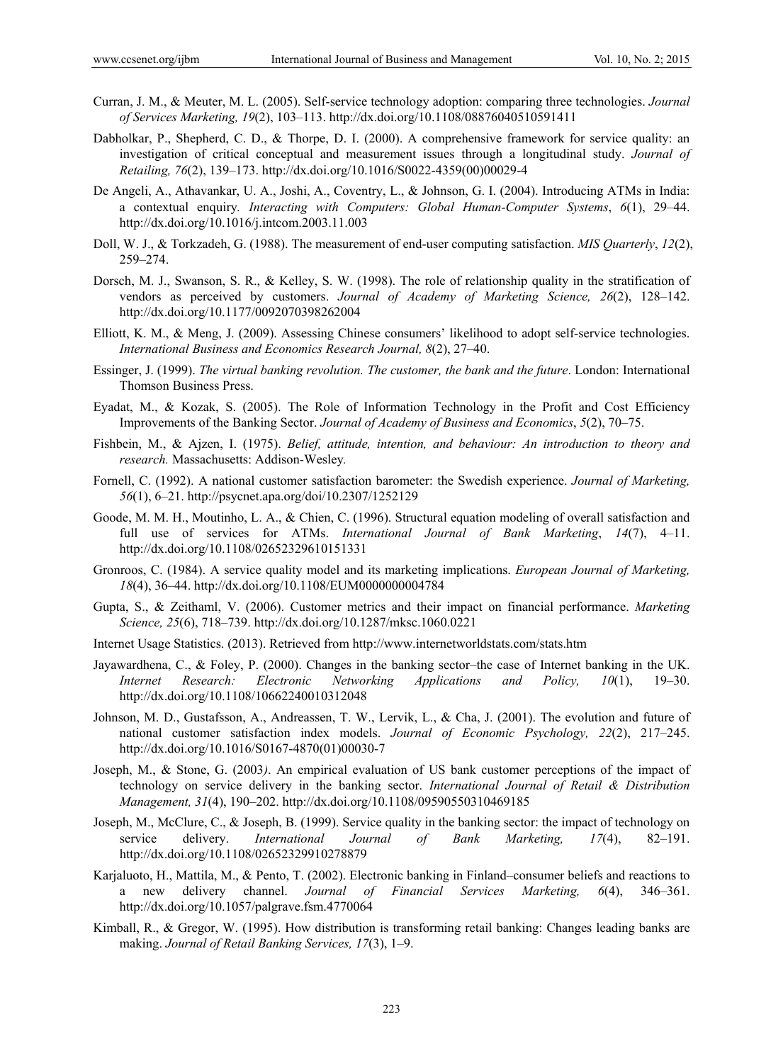Curran, J. M., & Meuter, M. L. (2005). Self-service technology adoption: comparing three technologies. *Journal of Services Marketing, 19*(2), 103–113. http://dx.doi.org/10.1108/08876040510591411

Dabholkar, P., Shepherd, C. D., & Thorpe, D. I. (2000). A comprehensive framework for service quality: an investigation of critical conceptual and measurement issues through a longitudinal study. *Journal of Retailing, 76*(2), 139–173. http://dx.doi.org/10.1016/S0022-4359(00)00029-4

De Angeli, A., Athavankar, U. A., Joshi, A., Coventry, L., & Johnson, G. I. (2004). Introducing ATMs in India: a contextual enquiry. *Interacting with Computers: Global Human-Computer Systems*, *6*(1), 29–44. http://dx.doi.org/10.1016/j.intcom.2003.11.003

Doll, W. J., & Torkzadeh, G. (1988). The measurement of end-user computing satisfaction. *MIS Quarterly*, *12*(2), 259–274.

Dorsch, M. J., Swanson, S. R., & Kelley, S. W. (1998). The role of relationship quality in the stratification of vendors as perceived by customers. *Journal of Academy of Marketing Science, 26*(2), 128–142. http://dx.doi.org/10.1177/0092070398262004

Elliott, K. M., & Meng, J. (2009). Assessing Chinese consumers' likelihood to adopt self-service technologies. *International Business and Economics Research Journal, 8*(2), 27–40.

Essinger, J. (1999). *The virtual banking revolution. The customer, the bank and the future*. London: International Thomson Business Press.

Eyadat, M., & Kozak, S. (2005). The Role of Information Technology in the Profit and Cost Efficiency Improvements of the Banking Sector. *Journal of Academy of Business and Economics*, *5*(2), 70–75.

Fishbein, M., & Ajzen, I. (1975). *Belief, attitude, intention, and behaviour: An introduction to theory and research.* Massachusetts: Addison-Wesley.

Fornell, C. (1992). A national customer satisfaction barometer: the Swedish experience. *Journal of Marketing, 56*(1), 6–21. http://psycnet.apa.org/doi/10.2307/1252129

Goode, M. M. H., Moutinho, L. A., & Chien, C. (1996). Structural equation modeling of overall satisfaction and full use of services for ATMs. *International Journal of Bank Marketing*, *14*(7), 4–11. http://dx.doi.org/10.1108/02652329610151331

Gronroos, C. (1984). A service quality model and its marketing implications. *European Journal of Marketing, 18*(4), 36–44. http://dx.doi.org/10.1108/EUM0000000004784

Gupta, S., & Zeithaml, V. (2006). Customer metrics and their impact on financial performance. *Marketing Science, 25*(6), 718–739. http://dx.doi.org/10.1287/mksc.1060.0221

Internet Usage Statistics. (2013). Retrieved from http://www.internetworldstats.com/stats.htm

Jayawardhena, C., & Foley, P. (2000). Changes in the banking sector–the case of Internet banking in the UK. *Internet Research: Electronic Networking Applications and Policy, 10*(1), 19–30. http://dx.doi.org/10.1108/10662240010312048

Johnson, M. D., Gustafsson, A., Andreassen, T. W., Lervik, L., & Cha, J. (2001). The evolution and future of national customer satisfaction index models. *Journal of Economic Psychology, 22*(2), 217–245. http://dx.doi.org/10.1016/S0167-4870(01)00030-7

Joseph, M., & Stone, G. (2003*)*. An empirical evaluation of US bank customer perceptions of the impact of technology on service delivery in the banking sector. *International Journal of Retail & Distribution Management, 31*(4), 190–202. http://dx.doi.org/10.1108/09590550310469185

Joseph, M., McClure, C., & Joseph, B. (1999). Service quality in the banking sector: the impact of technology on service delivery. *International Journal of Bank Marketing, 17*(4), 82–191. http://dx.doi.org/10.1108/02652329910278879

Karjaluoto, H., Mattila, M., & Pento, T. (2002). Electronic banking in Finland–consumer beliefs and reactions to a new delivery channel. *Journal of Financial Services Marketing, 6*(4), 346–361. http://dx.doi.org/10.1057/palgrave.fsm.4770064

Kimball, R., & Gregor, W. (1995). How distribution is transforming retail banking: Changes leading banks are making. *Journal of Retail Banking Services, 17*(3), 1–9.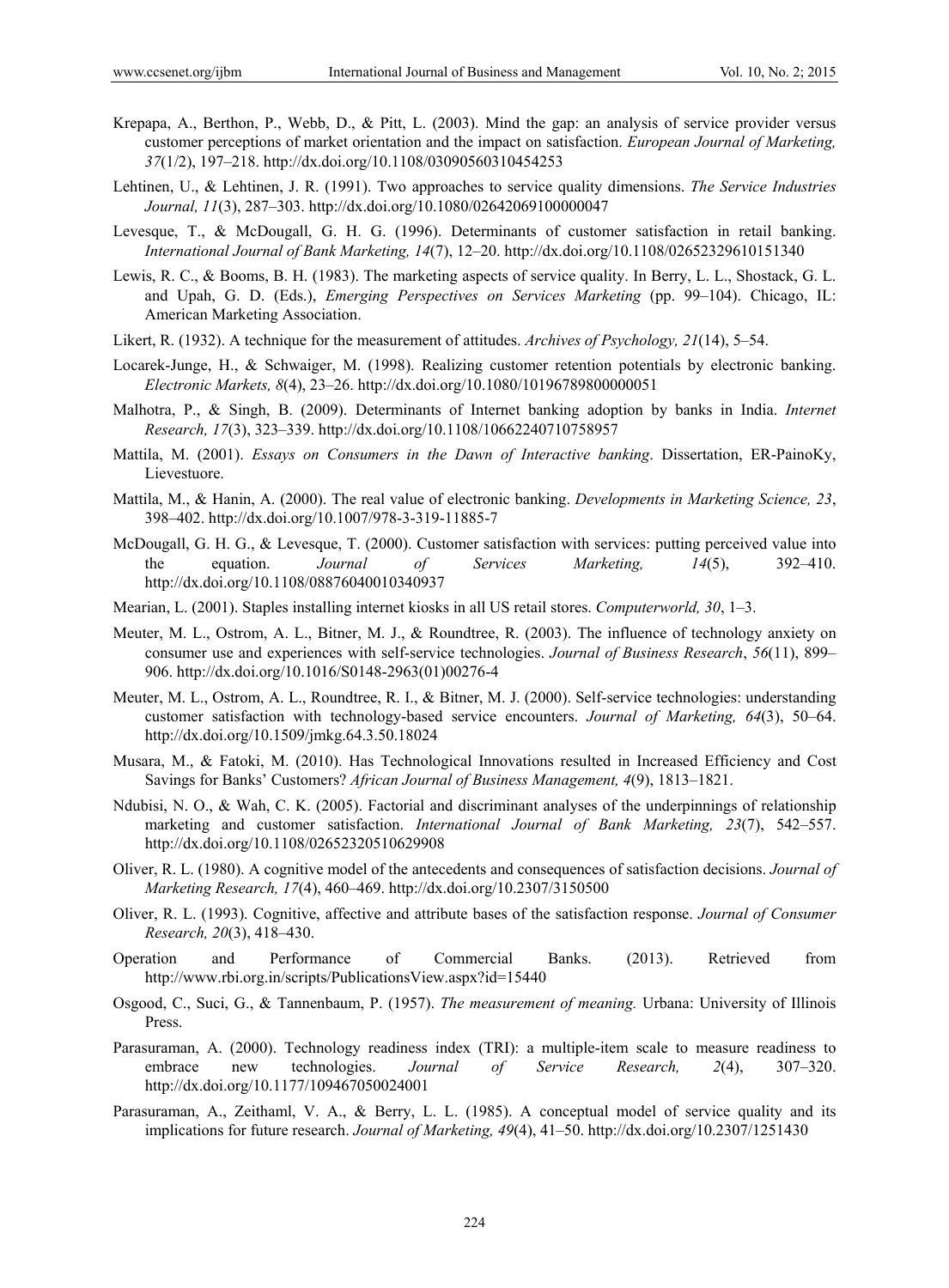Krepapa, A., Berthon, P., Webb, D., & Pitt, L. (2003). Mind the gap: an analysis of service provider versus customer perceptions of market orientation and the impact on satisfaction. *European Journal of Marketing, 37*(1/2), 197–218. http://dx.doi.org/10.1108/03090560310454253

Lehtinen, U., & Lehtinen, J. R. (1991). Two approaches to service quality dimensions. *The Service Industries Journal, 11*(3), 287–303. http://dx.doi.org/10.1080/02642069100000047

Levesque, T., & McDougall, G. H. G. (1996). Determinants of customer satisfaction in retail banking. *International Journal of Bank Marketing, 14*(7), 12–20. http://dx.doi.org/10.1108/02652329610151340

Lewis, R. C., & Booms, B. H. (1983). The marketing aspects of service quality. In Berry, L. L., Shostack, G. L. and Upah, G. D. (Eds.), *Emerging Perspectives on Services Marketing* (pp. 99–104). Chicago, IL: American Marketing Association.

Likert, R. (1932). A technique for the measurement of attitudes. *Archives of Psychology, 21*(14), 5–54.

Locarek-Junge, H., & Schwaiger, M. (1998). Realizing customer retention potentials by electronic banking. *Electronic Markets, 8*(4), 23–26. http://dx.doi.org/10.1080/10196789800000051

Malhotra, P., & Singh, B. (2009). Determinants of Internet banking adoption by banks in India. *Internet Research, 17*(3), 323–339. http://dx.doi.org/10.1108/10662240710758957

Mattila, M. (2001). *Essays on Consumers in the Dawn of Interactive banking*. Dissertation, ER-PainoKy, Lievestuore.

Mattila, M., & Hanin, A. (2000). The real value of electronic banking. *Developments in Marketing Science, 23*, 398–402. http://dx.doi.org/10.1007/978-3-319-11885-7

McDougall, G. H. G., & Levesque, T. (2000). Customer satisfaction with services: putting perceived value into the equation. *Journal of Services Marketing, 14*(5), 392–410. http://dx.doi.org/10.1108/08876040010340937

Mearian, L. (2001). Staples installing internet kiosks in all US retail stores. *Computerworld, 30*, 1–3.

Meuter, M. L., Ostrom, A. L., Bitner, M. J., & Roundtree, R. (2003). The influence of technology anxiety on consumer use and experiences with self-service technologies. *Journal of Business Research*, *56*(11), 899–906. http://dx.doi.org/10.1016/S0148-2963(01)00276-4

Meuter, M. L., Ostrom, A. L., Roundtree, R. I., & Bitner, M. J. (2000). Self-service technologies: understanding customer satisfaction with technology-based service encounters. *Journal of Marketing, 64*(3), 50–64. http://dx.doi.org/10.1509/jmkg.64.3.50.18024

Musara, M., & Fatoki, M. (2010). Has Technological Innovations resulted in Increased Efficiency and Cost Savings for Banks' Customers? *African Journal of Business Management, 4*(9), 1813–1821.

Ndubisi, N. O., & Wah, C. K. (2005). Factorial and discriminant analyses of the underpinnings of relationship marketing and customer satisfaction. *International Journal of Bank Marketing, 23*(7), 542–557. http://dx.doi.org/10.1108/02652320510629908

Oliver, R. L. (1980). A cognitive model of the antecedents and consequences of satisfaction decisions. *Journal of Marketing Research, 17*(4), 460–469. http://dx.doi.org/10.2307/3150500

Oliver, R. L. (1993). Cognitive, affective and attribute bases of the satisfaction response. *Journal of Consumer Research, 20*(3), 418–430.

Operation and Performance of Commercial Banks. (2013). Retrieved from http://www.rbi.org.in/scripts/PublicationsView.aspx?id=15440

Osgood, C., Suci, G., & Tannenbaum, P. (1957). *The measurement of meaning.* Urbana: University of Illinois Press.

Parasuraman, A. (2000). Technology readiness index (TRI): a multiple-item scale to measure readiness to embrace new technologies. *Journal of Service Research, 2*(4), 307–320. http://dx.doi.org/10.1177/109467050024001

Parasuraman, A., Zeithaml, V. A., & Berry, L. L. (1985). A conceptual model of service quality and its implications for future research. *Journal of Marketing, 49*(4), 41–50. http://dx.doi.org/10.2307/1251430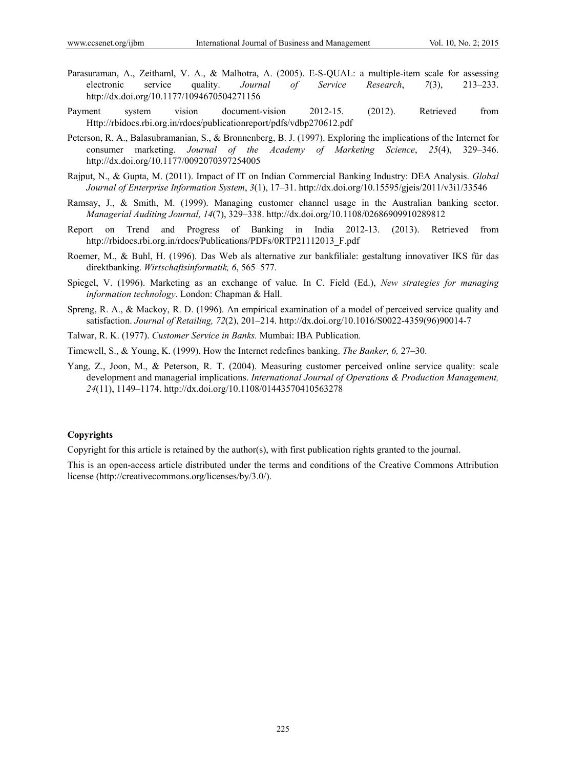Parasuraman, A., Zeithaml, V. A., & Malhotra, A. (2005). E-S-QUAL: a multiple-item scale for assessing electronic service quality. *Journal of Service Research*, *7*(3), 213–233. http://dx.doi.org/10.1177/1094670504271156

Payment system vision document-vision 2012-15. (2012). Retrieved from Http://rbidocs.rbi.org.in/rdocs/publicationreport/pdfs/vdbp270612.pdf

Peterson, R. A., Balasubramanian, S., & Bronnenberg, B. J. (1997). Exploring the implications of the Internet for consumer marketing. *Journal of the Academy of Marketing Science*, *25*(4), 329–346. http://dx.doi.org/10.1177/0092070397254005

Rajput, N., & Gupta, M. (2011). Impact of IT on Indian Commercial Banking Industry: DEA Analysis. *Global Journal of Enterprise Information System*, *3*(1), 17–31. http://dx.doi.org/10.15595/gjeis/2011/v3i1/33546

Ramsay, J., & Smith, M. (1999). Managing customer channel usage in the Australian banking sector. *Managerial Auditing Journal, 14*(7), 329–338. http://dx.doi.org/10.1108/02686909910289812

Report on Trend and Progress of Banking in India 2012-13. (2013). Retrieved from http://rbidocs.rbi.org.in/rdocs/Publications/PDFs/0RTP21112013_F.pdf

Roemer, M., & Buhl, H. (1996). Das Web als alternative zur bankfiliale: gestaltung innovativer IKS für das direktbanking. *Wirtschaftsinformatik, 6*, 565–577.

Spiegel, V. (1996). Marketing as an exchange of value*.* In C. Field (Ed.), *New strategies for managing information technology*. London: Chapman & Hall.

Spreng, R. A., & Mackoy, R. D. (1996). An empirical examination of a model of perceived service quality and satisfaction. *Journal of Retailing, 72*(2), 201–214. http://dx.doi.org/10.1016/S0022-4359(96)90014-7

Talwar, R. K. (1977). *Customer Service in Banks.* Mumbai: IBA Publication*.*

Timewell, S., & Young, K. (1999). How the Internet redefines banking. *The Banker, 6,* 27–30.

Yang, Z., Joon, M., & Peterson, R. T. (2004). Measuring customer perceived online service quality: scale development and managerial implications. *International Journal of Operations & Production Management, 24*(11), 1149–1174. http://dx.doi.org/10.1108/01443570410563278

## Copyrights

Copyright for this article is retained by the author(s), with first publication rights granted to the journal.

This is an open-access article distributed under the terms and conditions of the Creative Commons Attribution license (http://creativecommons.org/licenses/by/3.0/).